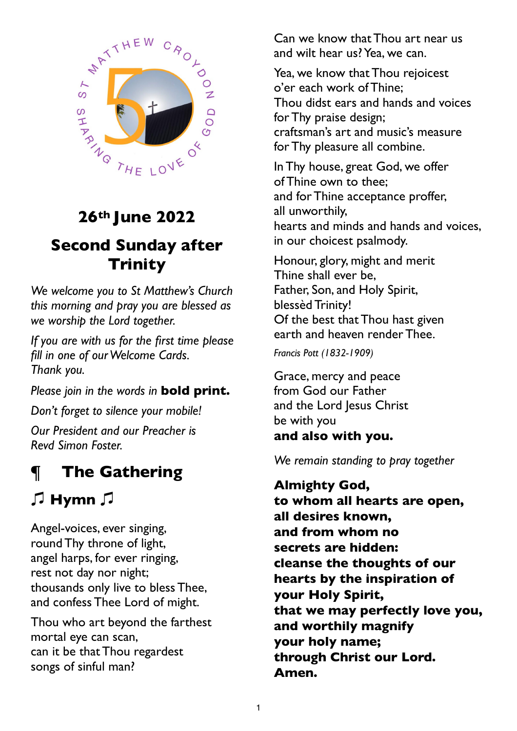ST MATTHEW CROYDON SHARING THE LOVE OF GOD

## 26th June 2022

## Second Sunday after Trinity

*We welcome you to St Matthew's Church this morning and pray you are blessed as we worship the Lord together.*

*If you are with us for the first time please fill in one of our Welcome Cards.*
*Thank you.*

*Please join in the words in* **bold print.**

*Don't forget to silence your mobile!*

*Our President and our Preacher is Revd Simon Foster.*

# ¶ The Gathering

## ♫ Hymn ♫

Angel-voices, ever singing,
round Thy throne of light,
angel harps, for ever ringing,
rest not day nor night;
thousands only live to bless Thee,
and confess Thee Lord of might.

Thou who art beyond the farthest
mortal eye can scan,
can it be that Thou regardest
songs of sinful man?
Can we know that Thou art near us
and wilt hear us? Yea, we can.

Yea, we know that Thou rejoicest
o'er each work of Thine;
Thou didst ears and hands and voices
for Thy praise design;
craftsman's art and music's measure
for Thy pleasure all combine.

In Thy house, great God, we offer
of Thine own to thee;
and for Thine acceptance proffer,
all unworthily,
hearts and minds and hands and voices,
in our choicest psalmody.

Honour, glory, might and merit
Thine shall ever be,
Father, Son, and Holy Spirit,
blessèd Trinity!
Of the best that Thou hast given
earth and heaven render Thee.

*Francis Pott (1832-1909)*

Grace, mercy and peace
from God our Father
and the Lord Jesus Christ
be with you
**and also with you.**

*We remain standing to pray together*

**Almighty God,**
**to whom all hearts are open,**
**all desires known,**
**and from whom no**
**secrets are hidden:**
**cleanse the thoughts of our**
**hearts by the inspiration of**
**your Holy Spirit,**
**that we may perfectly love you,**
**and worthily magnify**
**your holy name;**
**through Christ our Lord.**
**Amen.**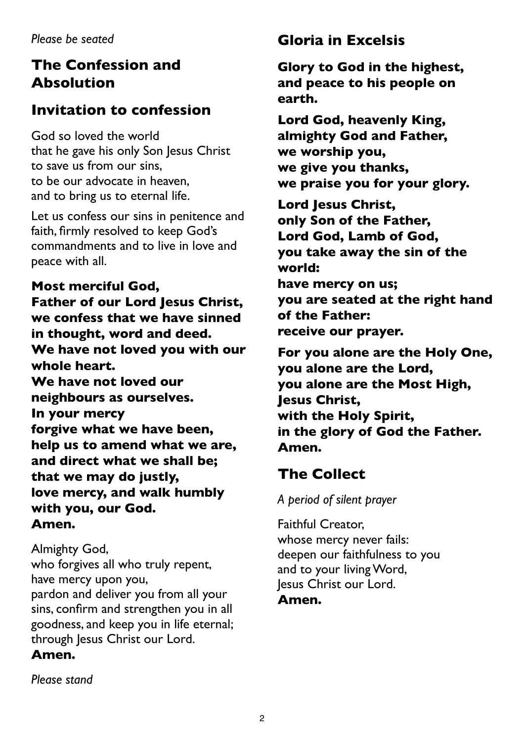*Please be seated*

## The Confession and Absolution

## Invitation to confession

God so loved the world
that he gave his only Son Jesus Christ
to save us from our sins,
to be our advocate in heaven,
and to bring us to eternal life.

Let us confess our sins in penitence and faith, firmly resolved to keep God's commandments and to live in love and peace with all.

**Most merciful God,
Father of our Lord Jesus Christ,
we confess that we have sinned
in thought, word and deed.
We have not loved you with our whole heart.
We have not loved our neighbours as ourselves.
In your mercy
forgive what we have been,
help us to amend what we are,
and direct what we shall be;
that we may do justly,
love mercy, and walk humbly
with you, our God.
Amen.**

Almighty God,
who forgives all who truly repent,
have mercy upon you,
pardon and deliver you from all your sins, confirm and strengthen you in all goodness, and keep you in life eternal;
through Jesus Christ our Lord.
**Amen.**

*Please stand*

## Gloria in Excelsis

**Glory to God in the highest,
and peace to his people on earth.**

**Lord God, heavenly King,
almighty God and Father,
we worship you,
we give you thanks,
we praise you for your glory.**

**Lord Jesus Christ,
only Son of the Father,
Lord God, Lamb of God,
you take away the sin of the world:
have mercy on us;
you are seated at the right hand of the Father:
receive our prayer.**

**For you alone are the Holy One,
you alone are the Lord,
you alone are the Most High,
Jesus Christ,
with the Holy Spirit,
in the glory of God the Father.
Amen.**

## The Collect

*A period of silent prayer*

Faithful Creator,
whose mercy never fails:
deepen our faithfulness to you
and to your living Word,
Jesus Christ our Lord.
**Amen.**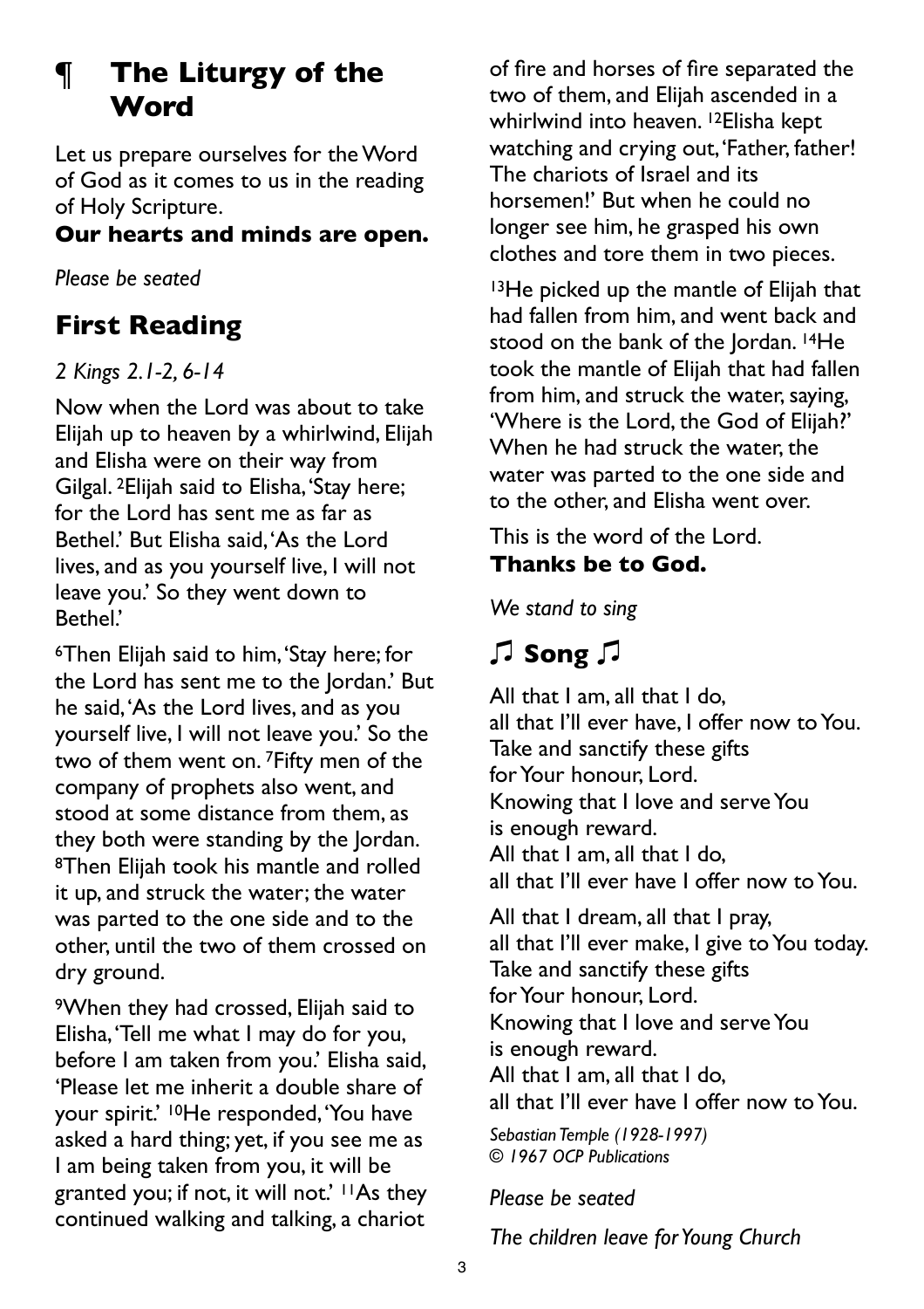# ¶ The Liturgy of the Word

Let us prepare ourselves for the Word of God as it comes to us in the reading of Holy Scripture.

**Our hearts and minds are open.**

*Please be seated*

## First Reading

*2 Kings 2.1-2, 6-14*

Now when the Lord was about to take Elijah up to heaven by a whirlwind, Elijah and Elisha were on their way from Gilgal. [2]Elijah said to Elisha, 'Stay here; for the Lord has sent me as far as Bethel.' But Elisha said, 'As the Lord lives, and as you yourself live, I will not leave you.' So they went down to Bethel.'

[6]Then Elijah said to him, 'Stay here; for the Lord has sent me to the Jordan.' But he said, 'As the Lord lives, and as you yourself live, I will not leave you.' So the two of them went on. [7]Fifty men of the company of prophets also went, and stood at some distance from them, as they both were standing by the Jordan. [8]Then Elijah took his mantle and rolled it up, and struck the water; the water was parted to the one side and to the other, until the two of them crossed on dry ground.

[9]When they had crossed, Elijah said to Elisha, 'Tell me what I may do for you, before I am taken from you.' Elisha said, 'Please let me inherit a double share of your spirit.' [10]He responded, 'You have asked a hard thing; yet, if you see me as I am being taken from you, it will be granted you; if not, it will not.' [11]As they continued walking and talking, a chariot of fire and horses of fire separated the two of them, and Elijah ascended in a whirlwind into heaven. [12]Elisha kept watching and crying out, 'Father, father! The chariots of Israel and its horsemen!' But when he could no longer see him, he grasped his own clothes and tore them in two pieces.

[13]He picked up the mantle of Elijah that had fallen from him, and went back and stood on the bank of the Jordan. [14]He took the mantle of Elijah that had fallen from him, and struck the water, saying, 'Where is the Lord, the God of Elijah?' When he had struck the water, the water was parted to the one side and to the other, and Elisha went over.

This is the word of the Lord.
**Thanks be to God.**

*We stand to sing*

## ♫ Song ♫

All that I am, all that I do,
all that I'll ever have, I offer now to You.
Take and sanctify these gifts
for Your honour, Lord.
Knowing that I love and serve You
is enough reward.
All that I am, all that I do,
all that I'll ever have I offer now to You.

All that I dream, all that I pray,
all that I'll ever make, I give to You today.
Take and sanctify these gifts
for Your honour, Lord.
Knowing that I love and serve You
is enough reward.
All that I am, all that I do,
all that I'll ever have I offer now to You.

*Sebastian Temple (1928-1997)*
*© 1967 OCP Publications*

*Please be seated*

*The children leave for Young Church*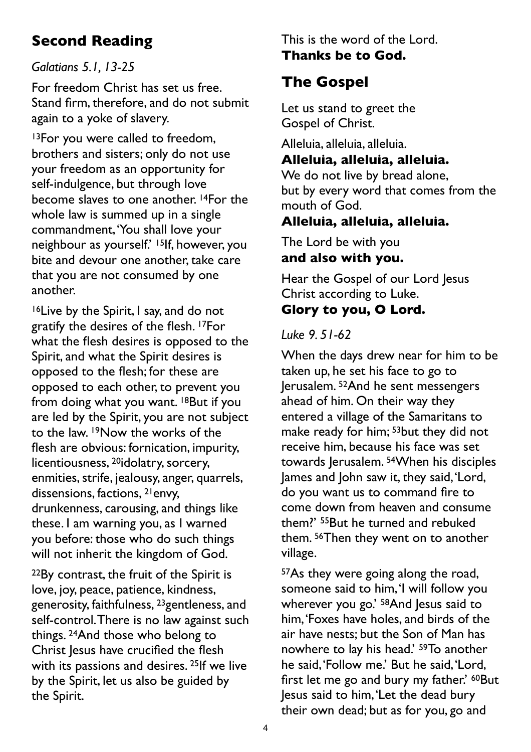## Second Reading

*Galatians 5.1, 13-25*

For freedom Christ has set us free. Stand firm, therefore, and do not submit again to a yoke of slavery.

[13]For you were called to freedom, brothers and sisters; only do not use your freedom as an opportunity for self-indulgence, but through love become slaves to one another. [14]For the whole law is summed up in a single commandment, 'You shall love your neighbour as yourself.' [15]If, however, you bite and devour one another, take care that you are not consumed by one another.

[16]Live by the Spirit, I say, and do not gratify the desires of the flesh. [17]For what the flesh desires is opposed to the Spirit, and what the Spirit desires is opposed to the flesh; for these are opposed to each other, to prevent you from doing what you want. [18]But if you are led by the Spirit, you are not subject to the law. [19]Now the works of the flesh are obvious: fornication, impurity, licentiousness, [20]idolatry, sorcery, enmities, strife, jealousy, anger, quarrels, dissensions, factions, [21]envy, drunkenness, carousing, and things like these. I am warning you, as I warned you before: those who do such things will not inherit the kingdom of God.

[22]By contrast, the fruit of the Spirit is love, joy, peace, patience, kindness, generosity, faithfulness, [23]gentleness, and self-control. There is no law against such things. [24]And those who belong to Christ Jesus have crucified the flesh with its passions and desires. [25]If we live by the Spirit, let us also be guided by the Spirit.

This is the word of the Lord.
**Thanks be to God.**

## The Gospel

Let us stand to greet the Gospel of Christ.

Alleluia, alleluia, alleluia.
**Alleluia, alleluia, alleluia.**
We do not live by bread alone,
but by every word that comes from the mouth of God.
**Alleluia, alleluia, alleluia.**

The Lord be with you
**and also with you.**

Hear the Gospel of our Lord Jesus Christ according to Luke.
**Glory to you, O Lord.**

*Luke 9. 51-62*

When the days drew near for him to be taken up, he set his face to go to Jerusalem. [52]And he sent messengers ahead of him. On their way they entered a village of the Samaritans to make ready for him; [53]but they did not receive him, because his face was set towards Jerusalem. [54]When his disciples James and John saw it, they said, 'Lord, do you want us to command fire to come down from heaven and consume them?' [55]But he turned and rebuked them. [56]Then they went on to another village.

[57]As they were going along the road, someone said to him, 'I will follow you wherever you go.' [58]And Jesus said to him, 'Foxes have holes, and birds of the air have nests; but the Son of Man has nowhere to lay his head.' [59]To another he said, 'Follow me.' But he said, 'Lord, first let me go and bury my father.' [60]But Jesus said to him, 'Let the dead bury their own dead; but as for you, go and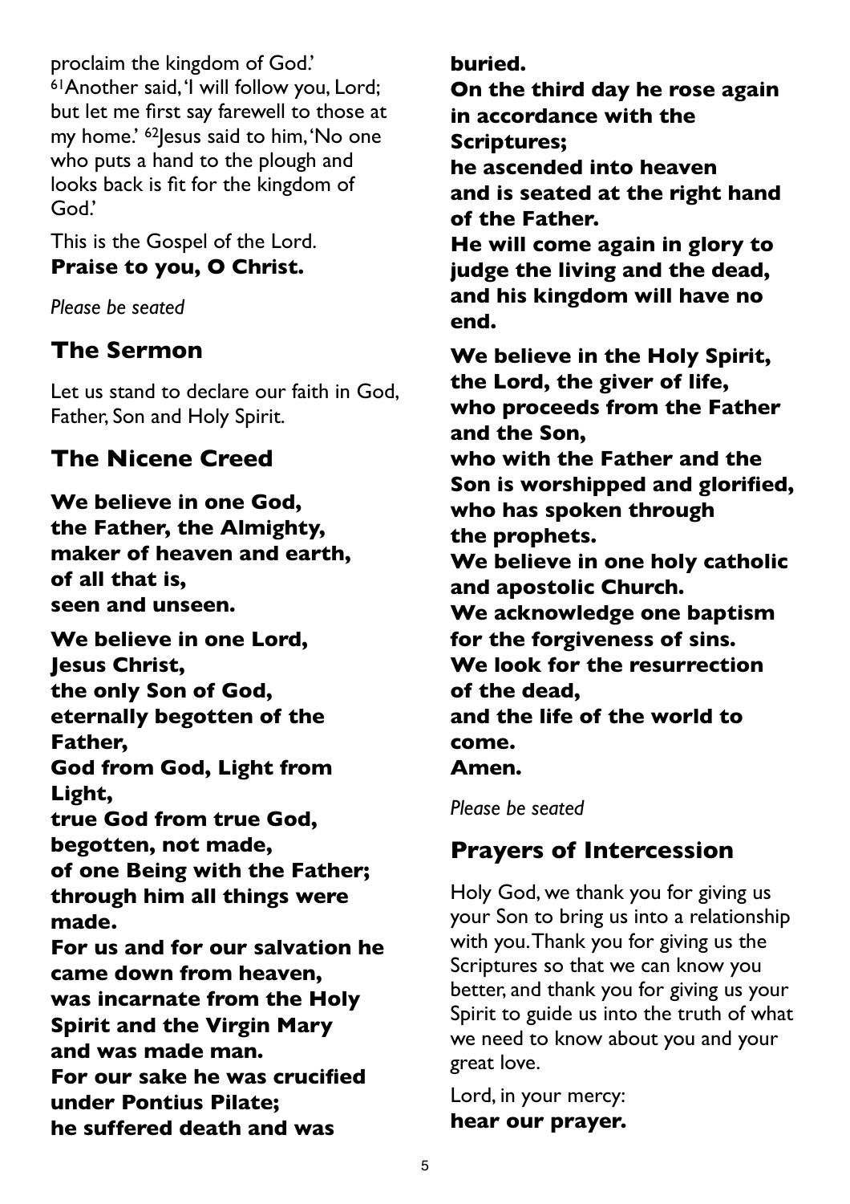proclaim the kingdom of God.' [61]Another said, 'I will follow you, Lord; but let me first say farewell to those at my home.' [62]Jesus said to him, 'No one who puts a hand to the plough and looks back is fit for the kingdom of God.'

This is the Gospel of the Lord.
**Praise to you, O Christ.**

*Please be seated*

## The Sermon

Let us stand to declare our faith in God, Father, Son and Holy Spirit.

## The Nicene Creed

**We believe in one God,**
**the Father, the Almighty,**
**maker of heaven and earth,**
**of all that is,**
**seen and unseen.**

**We believe in one Lord,**
**Jesus Christ,**
**the only Son of God,**
**eternally begotten of the Father,**
**God from God, Light from Light,**
**true God from true God,**
**begotten, not made,**
**of one Being with the Father;**
**through him all things were made.**
**For us and for our salvation he came down from heaven,**
**was incarnate from the Holy Spirit and the Virgin Mary**
**and was made man.**
**For our sake he was crucified under Pontius Pilate;**
**he suffered death and was buried.**
**On the third day he rose again in accordance with the Scriptures;**
**he ascended into heaven**
**and is seated at the right hand of the Father.**
**He will come again in glory to judge the living and the dead,**
**and his kingdom will have no end.**

**We believe in the Holy Spirit,**
**the Lord, the giver of life,**
**who proceeds from the Father and the Son,**
**who with the Father and the Son is worshipped and glorified,**
**who has spoken through the prophets.**
**We believe in one holy catholic and apostolic Church.**
**We acknowledge one baptism for the forgiveness of sins.**
**We look for the resurrection of the dead,**
**and the life of the world to come.**
**Amen.**

*Please be seated*

## Prayers of Intercession

Holy God, we thank you for giving us your Son to bring us into a relationship with you. Thank you for giving us the Scriptures so that we can know you better, and thank you for giving us your Spirit to guide us into the truth of what we need to know about you and your great love.

Lord, in your mercy:
**hear our prayer.**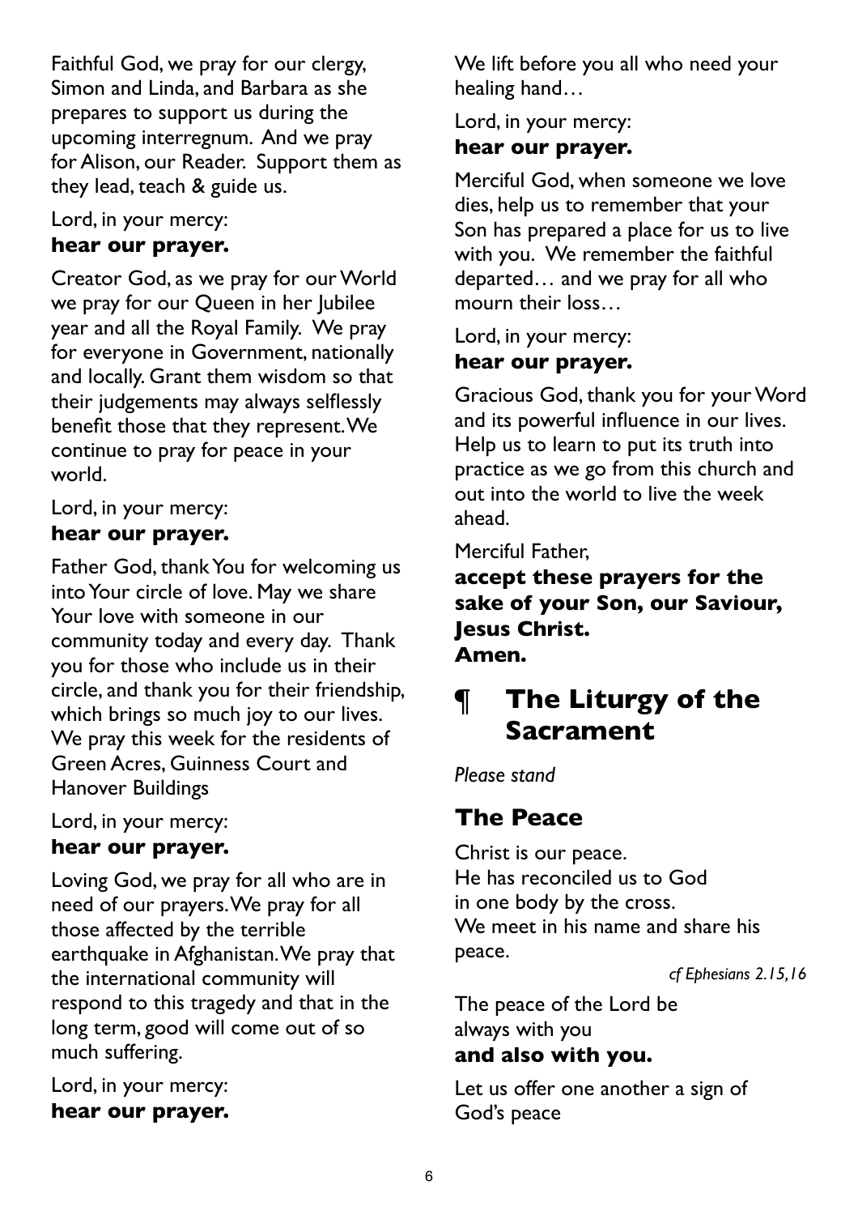Faithful God, we pray for our clergy, Simon and Linda, and Barbara as she prepares to support us during the upcoming interregnum. And we pray for Alison, our Reader. Support them as they lead, teach & guide us.

Lord, in your mercy:
**hear our prayer.**

Creator God, as we pray for our World we pray for our Queen in her Jubilee year and all the Royal Family. We pray for everyone in Government, nationally and locally. Grant them wisdom so that their judgements may always selflessly benefit those that they represent. We continue to pray for peace in your world.

Lord, in your mercy:
**hear our prayer.**

Father God, thank You for welcoming us into Your circle of love. May we share Your love with someone in our community today and every day. Thank you for those who include us in their circle, and thank you for their friendship, which brings so much joy to our lives. We pray this week for the residents of Green Acres, Guinness Court and Hanover Buildings

Lord, in your mercy:
**hear our prayer.**

Loving God, we pray for all who are in need of our prayers. We pray for all those affected by the terrible earthquake in Afghanistan. We pray that the international community will respond to this tragedy and that in the long term, good will come out of so much suffering.

Lord, in your mercy:
**hear our prayer.**

We lift before you all who need your healing hand…

Lord, in your mercy:
**hear our prayer.**

Merciful God, when someone we love dies, help us to remember that your Son has prepared a place for us to live with you. We remember the faithful departed… and we pray for all who mourn their loss…

Lord, in your mercy:
**hear our prayer.**

Gracious God, thank you for your Word and its powerful influence in our lives. Help us to learn to put its truth into practice as we go from this church and out into the world to live the week ahead.

Merciful Father,
**accept these prayers for the sake of your Son, our Saviour, Jesus Christ.**
**Amen.**

# ¶ The Liturgy of the Sacrament

*Please stand*

## The Peace

Christ is our peace.
He has reconciled us to God
in one body by the cross.
We meet in his name and share his peace.

*cf Ephesians 2.15,16*

The peace of the Lord be always with you
**and also with you.**

Let us offer one another a sign of God's peace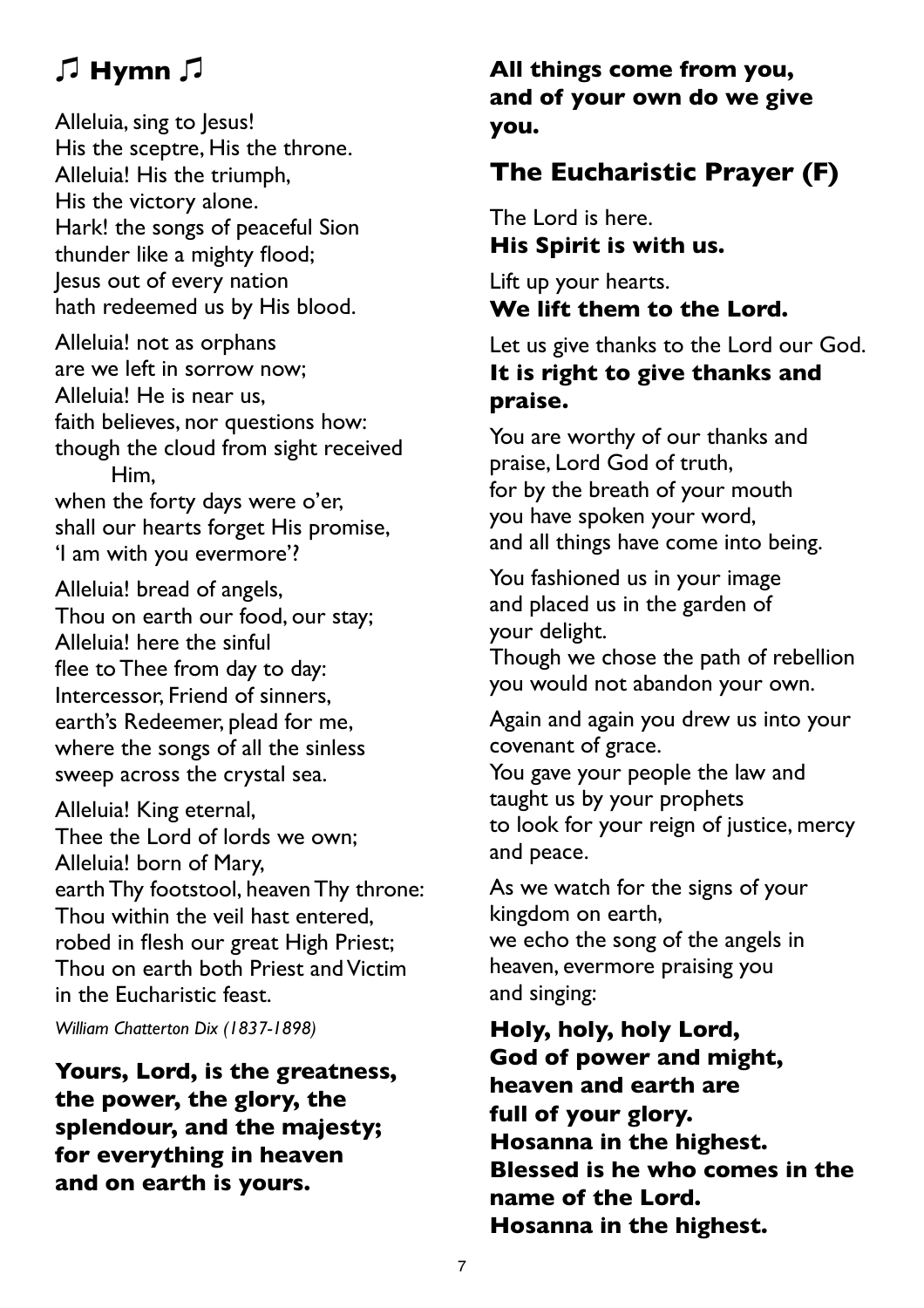## ♫ Hymn ♫

Alleluia, sing to Jesus!
His the sceptre, His the throne.
Alleluia! His the triumph,
His the victory alone.
Hark! the songs of peaceful Sion
thunder like a mighty flood;
Jesus out of every nation
hath redeemed us by His blood.

Alleluia! not as orphans
are we left in sorrow now;
Alleluia! He is near us,
faith believes, nor questions how:
though the cloud from sight received
Him,
when the forty days were o'er,
shall our hearts forget His promise,
'I am with you evermore'?

Alleluia! bread of angels,
Thou on earth our food, our stay;
Alleluia! here the sinful
flee to Thee from day to day:
Intercessor, Friend of sinners,
earth's Redeemer, plead for me,
where the songs of all the sinless
sweep across the crystal sea.

Alleluia! King eternal,
Thee the Lord of lords we own;
Alleluia! born of Mary,
earth Thy footstool, heaven Thy throne:
Thou within the veil hast entered,
robed in flesh our great High Priest;
Thou on earth both Priest and Victim
in the Eucharistic feast.

*William Chatterton Dix (1837-1898)*

**Yours, Lord, is the greatness, the power, the glory, the splendour, and the majesty; for everything in heaven and on earth is yours.**

**All things come from you, and of your own do we give you.**

## The Eucharistic Prayer (F)

The Lord is here.
**His Spirit is with us.**

Lift up your hearts.
**We lift them to the Lord.**

Let us give thanks to the Lord our God.
**It is right to give thanks and praise.**

You are worthy of our thanks and praise, Lord God of truth,
for by the breath of your mouth
you have spoken your word,
and all things have come into being.

You fashioned us in your image
and placed us in the garden of your delight.
Though we chose the path of rebellion
you would not abandon your own.

Again and again you drew us into your covenant of grace.
You gave your people the law and
taught us by your prophets
to look for your reign of justice, mercy and peace.

As we watch for the signs of your kingdom on earth,
we echo the song of the angels in heaven, evermore praising you
and singing:

**Holy, holy, holy Lord,
God of power and might,
heaven and earth are
full of your glory.
Hosanna in the highest.
Blessed is he who comes in the name of the Lord.
Hosanna in the highest.**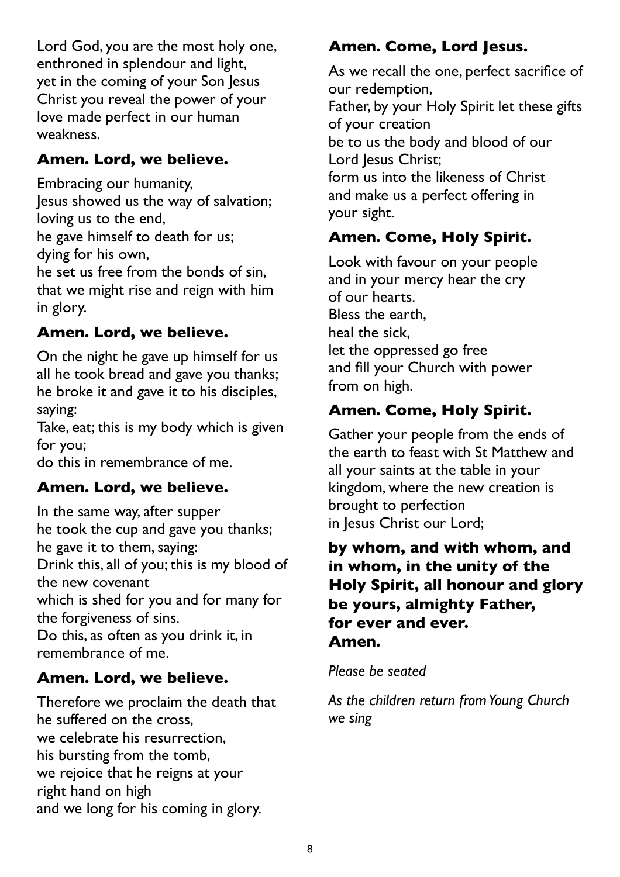Lord God, you are the most holy one,
enthroned in splendour and light,
yet in the coming of your Son Jesus Christ you reveal the power of your love made perfect in our human weakness.

**Amen. Lord, we believe.**

Embracing our humanity,
Jesus showed us the way of salvation;
loving us to the end,
he gave himself to death for us;
dying for his own,
he set us free from the bonds of sin,
that we might rise and reign with him in glory.

**Amen. Lord, we believe.**

On the night he gave up himself for us all he took bread and gave you thanks;
he broke it and gave it to his disciples, saying:
Take, eat; this is my body which is given for you;
do this in remembrance of me.

**Amen. Lord, we believe.**

In the same way, after supper
he took the cup and gave you thanks;
he gave it to them, saying:
Drink this, all of you; this is my blood of the new covenant
which is shed for you and for many for the forgiveness of sins.
Do this, as often as you drink it, in remembrance of me.

**Amen. Lord, we believe.**

Therefore we proclaim the death that he suffered on the cross,
we celebrate his resurrection,
his bursting from the tomb,
we rejoice that he reigns at your right hand on high
and we long for his coming in glory.

**Amen. Come, Lord Jesus.**

As we recall the one, perfect sacrifice of our redemption,
Father, by your Holy Spirit let these gifts of your creation
be to us the body and blood of our Lord Jesus Christ;
form us into the likeness of Christ
and make us a perfect offering in your sight.

**Amen. Come, Holy Spirit.**

Look with favour on your people
and in your mercy hear the cry of our hearts.
Bless the earth,
heal the sick,
let the oppressed go free
and fill your Church with power from on high.

**Amen. Come, Holy Spirit.**

Gather your people from the ends of the earth to feast with St Matthew and all your saints at the table in your kingdom, where the new creation is brought to perfection
in Jesus Christ our Lord;

**by whom, and with whom, and in whom, in the unity of the Holy Spirit, all honour and glory be yours, almighty Father, for ever and ever.
Amen.**

*Please be seated*

*As the children return from Young Church we sing*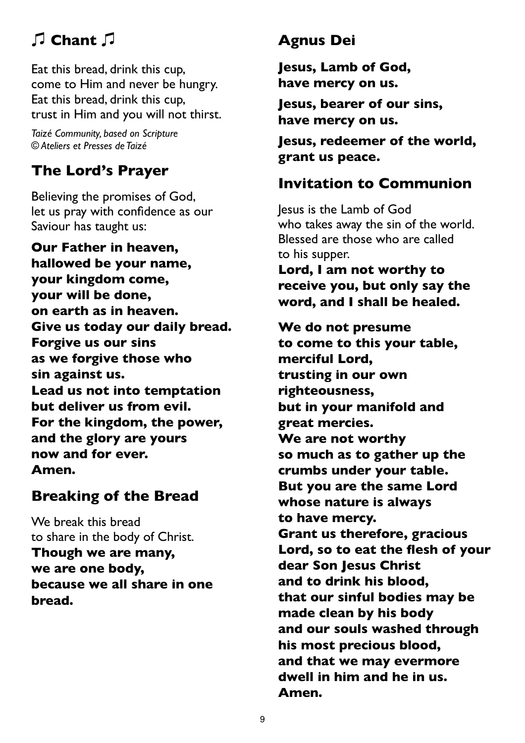## ♫ Chant ♫

Eat this bread, drink this cup,
come to Him and never be hungry.
Eat this bread, drink this cup,
trust in Him and you will not thirst.

*Taizé Community, based on Scripture*
*© Ateliers et Presses de Taizé*

## The Lord's Prayer

Believing the promises of God,
let us pray with confidence as our
Saviour has taught us:

**Our Father in heaven,**
**hallowed be your name,**
**your kingdom come,**
**your will be done,**
**on earth as in heaven.**
**Give us today our daily bread.**
**Forgive us our sins**
**as we forgive those who**
**sin against us.**
**Lead us not into temptation**
**but deliver us from evil.**
**For the kingdom, the power,**
**and the glory are yours**
**now and for ever.**
**Amen.**

## Breaking of the Bread

We break this bread
to share in the body of Christ.
**Though we are many,**
**we are one body,**
**because we all share in one**
**bread.**

## Agnus Dei

**Jesus, Lamb of God,**
**have mercy on us.**

**Jesus, bearer of our sins,**
**have mercy on us.**

**Jesus, redeemer of the world,**
**grant us peace.**

## Invitation to Communion

Jesus is the Lamb of God
who takes away the sin of the world.
Blessed are those who are called
to his supper.
**Lord, I am not worthy to**
**receive you, but only say the**
**word, and I shall be healed.**

**We do not presume**
**to come to this your table,**
**merciful Lord,**
**trusting in our own**
**righteousness,**
**but in your manifold and**
**great mercies.**
**We are not worthy**
**so much as to gather up the**
**crumbs under your table.**
**But you are the same Lord**
**whose nature is always**
**to have mercy.**
**Grant us therefore, gracious**
**Lord, so to eat the flesh of your**
**dear Son Jesus Christ**
**and to drink his blood,**
**that our sinful bodies may be**
**made clean by his body**
**and our souls washed through**
**his most precious blood,**
**and that we may evermore**
**dwell in him and he in us.**
**Amen.**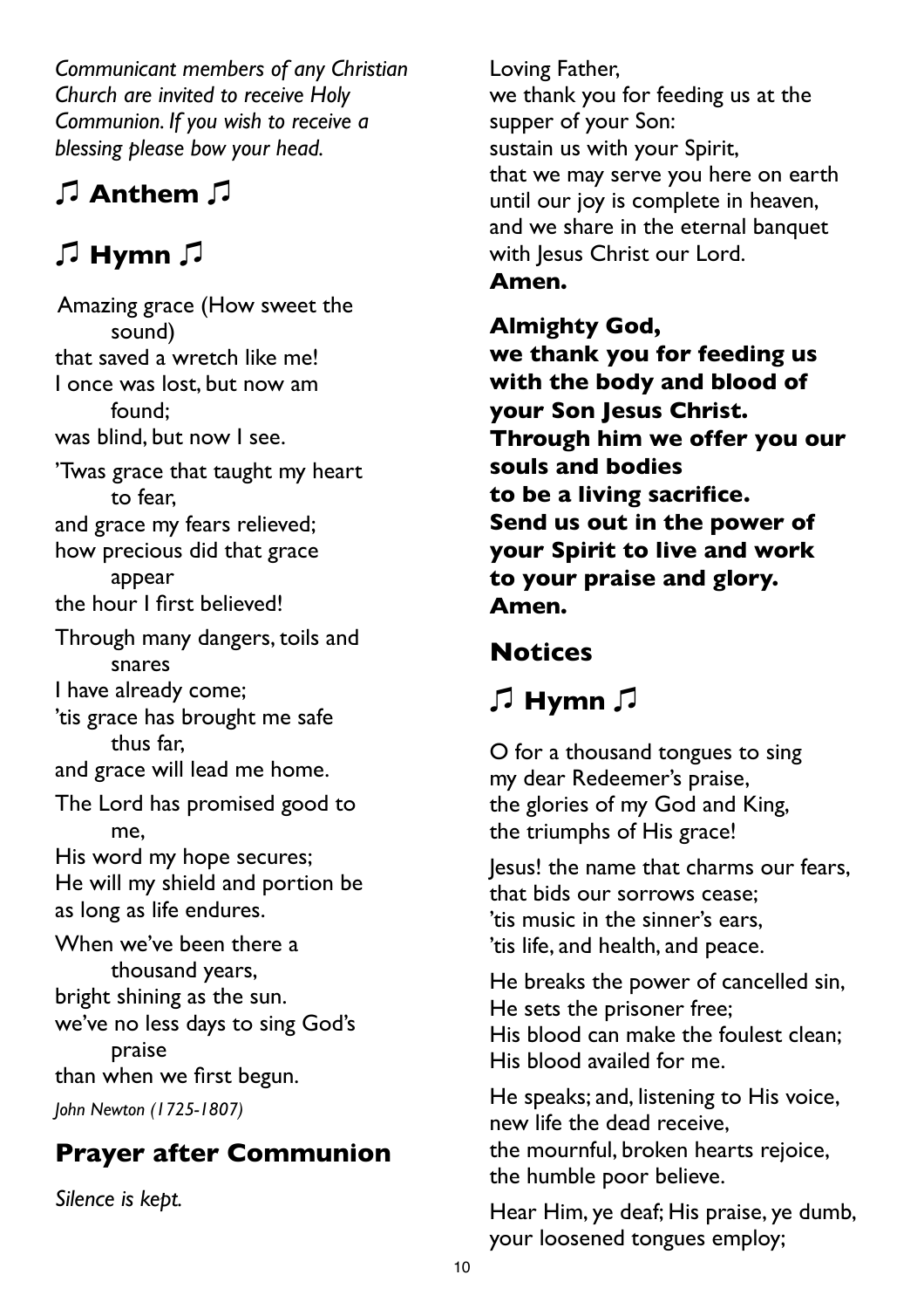*Communicant members of any Christian Church are invited to receive Holy Communion. If you wish to receive a blessing please bow your head.*

## ♫ Anthem ♫

## ♫ Hymn ♫

Amazing grace (How sweet the sound)
that saved a wretch like me!
I once was lost, but now am found;
was blind, but now I see.

'Twas grace that taught my heart to fear,
and grace my fears relieved;
how precious did that grace appear
the hour I first believed!

Through many dangers, toils and snares
I have already come;
'tis grace has brought me safe thus far,
and grace will lead me home.

The Lord has promised good to me,
His word my hope secures;
He will my shield and portion be
as long as life endures.

When we've been there a thousand years,
bright shining as the sun.
we've no less days to sing God's praise
than when we first begun.

*John Newton (1725-1807)*

## Prayer after Communion

*Silence is kept.*

Loving Father,
we thank you for feeding us at the supper of your Son:
sustain us with your Spirit,
that we may serve you here on earth
until our joy is complete in heaven,
and we share in the eternal banquet
with Jesus Christ our Lord.
**Amen.**

**Almighty God,**
**we thank you for feeding us with the body and blood of your Son Jesus Christ.**
**Through him we offer you our souls and bodies**
**to be a living sacrifice.**
**Send us out in the power of your Spirit to live and work**
**to your praise and glory.**
**Amen.**

## Notices

## ♫ Hymn ♫

O for a thousand tongues to sing
my dear Redeemer's praise,
the glories of my God and King,
the triumphs of His grace!

Jesus! the name that charms our fears,
that bids our sorrows cease;
'tis music in the sinner's ears,
'tis life, and health, and peace.

He breaks the power of cancelled sin,
He sets the prisoner free;
His blood can make the foulest clean;
His blood availed for me.

He speaks; and, listening to His voice,
new life the dead receive,
the mournful, broken hearts rejoice,
the humble poor believe.

Hear Him, ye deaf; His praise, ye dumb,
your loosened tongues employ;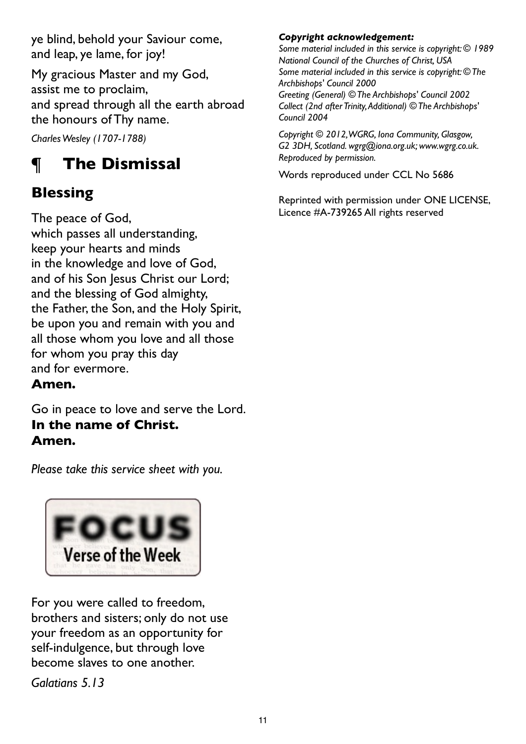ye blind, behold your Saviour come,
and leap, ye lame, for joy!

My gracious Master and my God,
assist me to proclaim,
and spread through all the earth abroad
the honours of Thy name.

*Charles Wesley (1707-1788)*

# ¶ The Dismissal

## Blessing

The peace of God,
which passes all understanding,
keep your hearts and minds
in the knowledge and love of God,
and of his Son Jesus Christ our Lord;
and the blessing of God almighty,
the Father, the Son, and the Holy Spirit,
be upon you and remain with you and
all those whom you love and all those
for whom you pray this day
and for evermore.
**Amen.**

Go in peace to love and serve the Lord.
**In the name of Christ.**
**Amen.**

*Please take this service sheet with you.*

**FOCUS**
**Verse of the Week**

For you were called to freedom,
brothers and sisters; only do not use
your freedom as an opportunity for
self-indulgence, but through love
become slaves to one another.

*Galatians 5.13*

***Copyright acknowledgement:***
*Some material included in this service is copyright: © 1989 National Council of the Churches of Christ, USA*
*Some material included in this service is copyright: © The Archbishops' Council 2000*
*Greeting (General) © The Archbishops' Council 2002*
*Collect (2nd after Trinity, Additional) © The Archbishops' Council 2004*

*Copyright © 2012, WGRG, Iona Community, Glasgow, G2 3DH, Scotland. wgrg@iona.org.uk; www.wgrg.co.uk. Reproduced by permission.*

Words reproduced under CCL No 5686

Reprinted with permission under ONE LICENSE, Licence #A-739265 All rights reserved